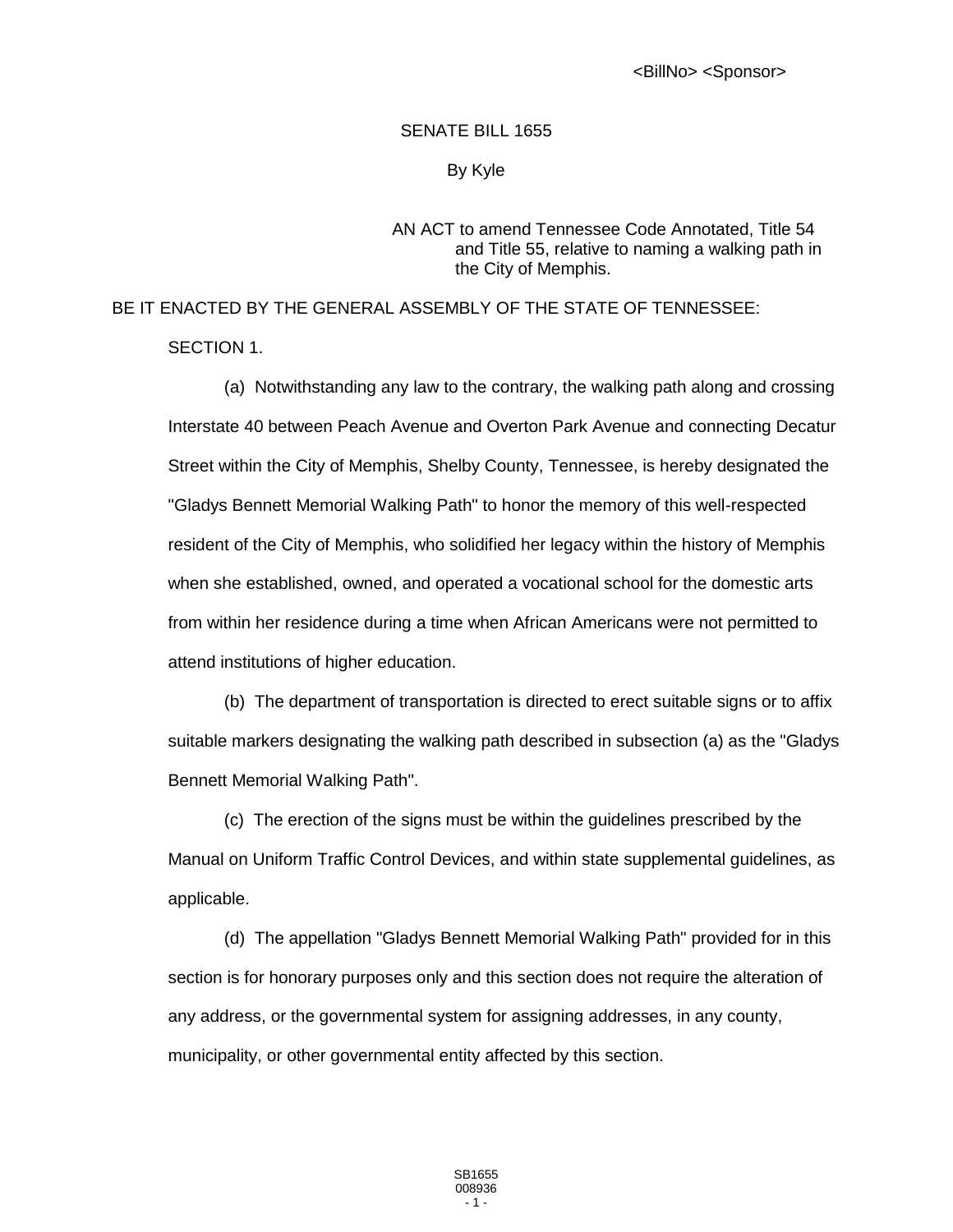<BillNo> <Sponsor>

# SENATE BILL 1655

By Kyle

AN ACT to amend Tennessee Code Annotated, Title 54 and Title 55, relative to naming a walking path in the City of Memphis.

BE IT ENACTED BY THE GENERAL ASSEMBLY OF THE STATE OF TENNESSEE:

SECTION 1.

(a) Notwithstanding any law to the contrary, the walking path along and crossing Interstate 40 between Peach Avenue and Overton Park Avenue and connecting Decatur Street within the City of Memphis, Shelby County, Tennessee, is hereby designated the "Gladys Bennett Memorial Walking Path" to honor the memory of this well-respected resident of the City of Memphis, who solidified her legacy within the history of Memphis when she established, owned, and operated a vocational school for the domestic arts from within her residence during a time when African Americans were not permitted to attend institutions of higher education.

(b) The department of transportation is directed to erect suitable signs or to affix suitable markers designating the walking path described in subsection (a) as the "Gladys Bennett Memorial Walking Path".

(c) The erection of the signs must be within the guidelines prescribed by the Manual on Uniform Traffic Control Devices, and within state supplemental guidelines, as applicable.

(d) The appellation "Gladys Bennett Memorial Walking Path" provided for in this section is for honorary purposes only and this section does not require the alteration of any address, or the governmental system for assigning addresses, in any county, municipality, or other governmental entity affected by this section.

SB1655
008936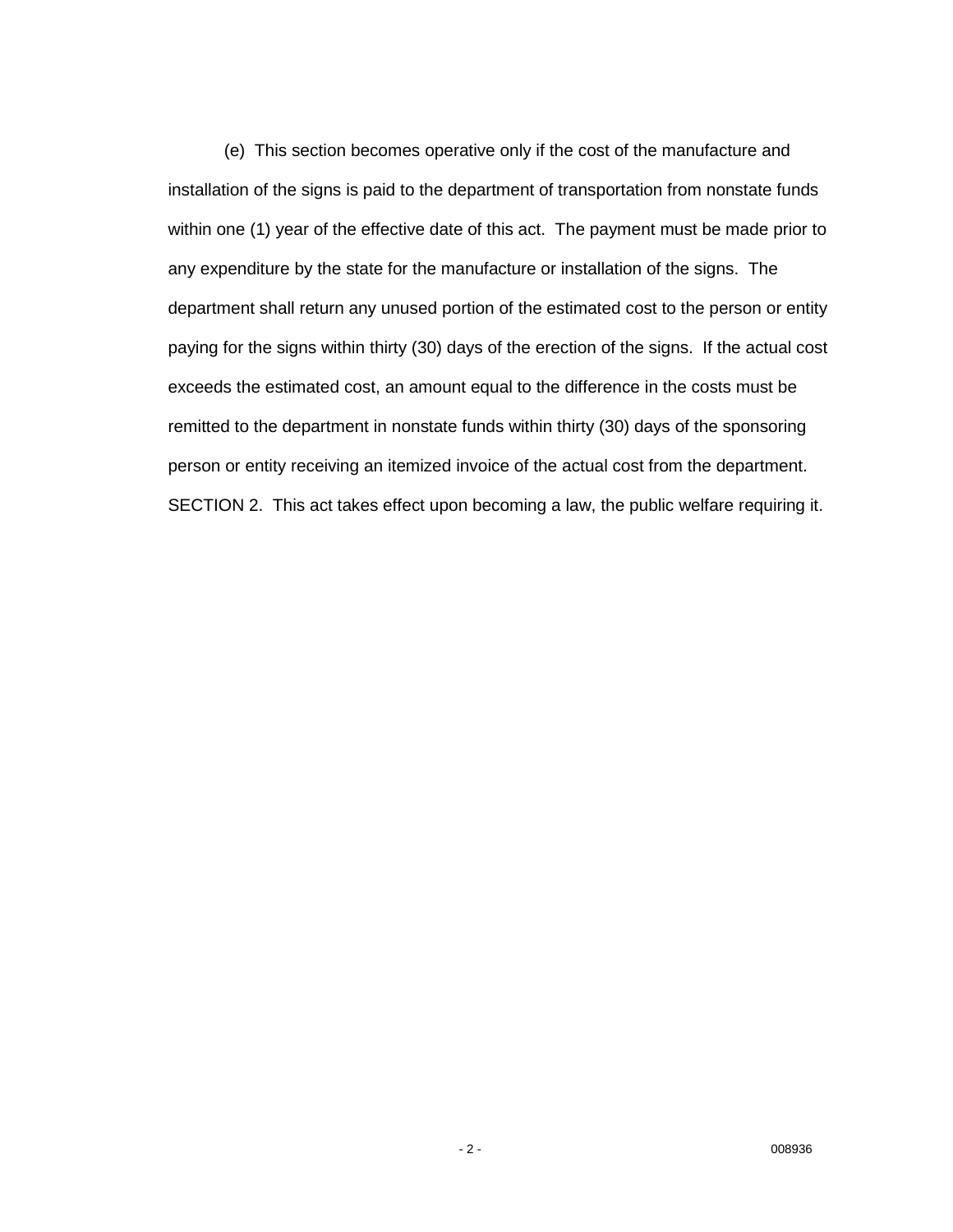(e) This section becomes operative only if the cost of the manufacture and installation of the signs is paid to the department of transportation from nonstate funds within one (1) year of the effective date of this act. The payment must be made prior to any expenditure by the state for the manufacture or installation of the signs. The department shall return any unused portion of the estimated cost to the person or entity paying for the signs within thirty (30) days of the erection of the signs. If the actual cost exceeds the estimated cost, an amount equal to the difference in the costs must be remitted to the department in nonstate funds within thirty (30) days of the sponsoring person or entity receiving an itemized invoice of the actual cost from the department.

SECTION 2. This act takes effect upon becoming a law, the public welfare requiring it.

008936